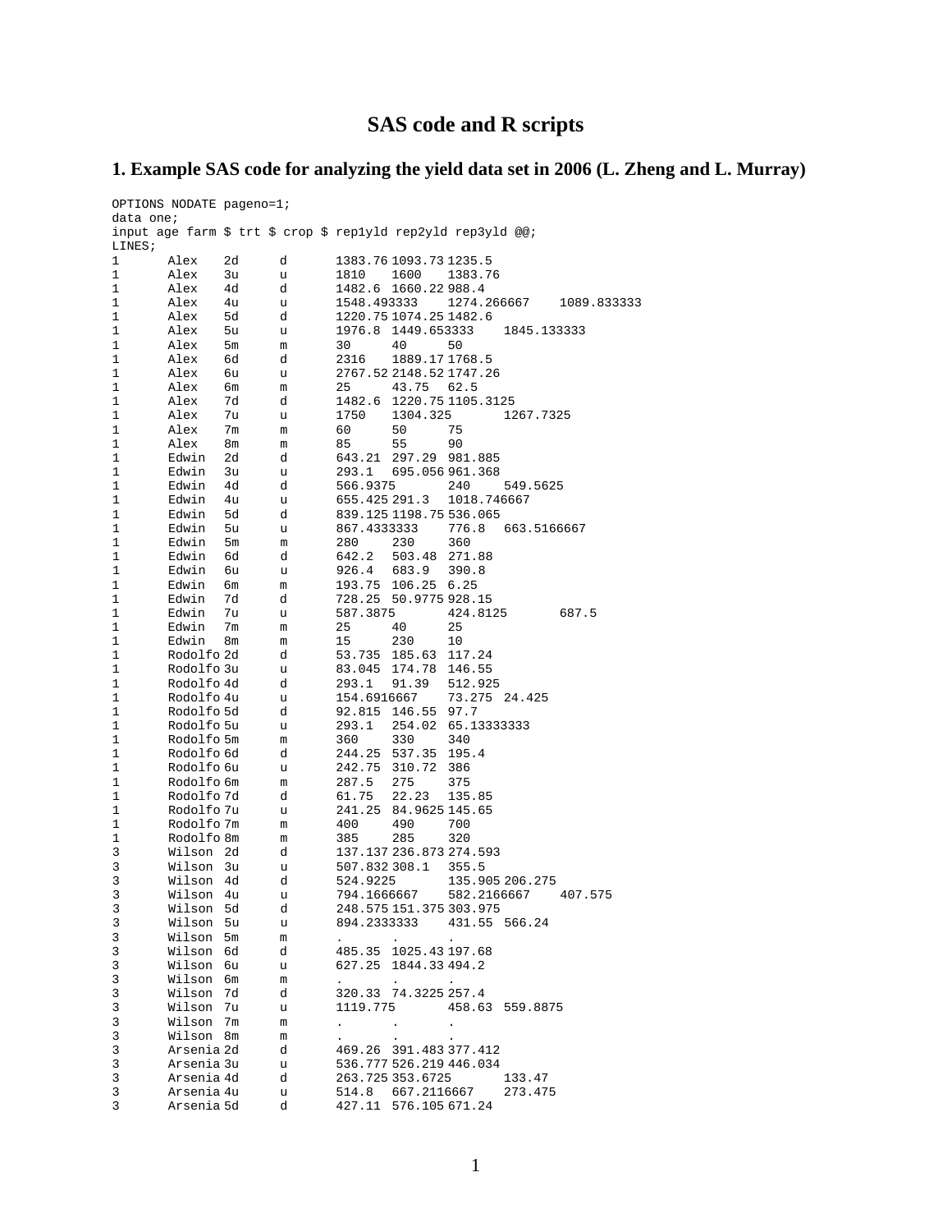# SAS code and R scripts

## 1. Example SAS code for analyzing the yield data set in 2006 (L. Zheng and L. Murray)

```
OPTIONS NODATE pageno=1;
data one;
input age farm $ trt $ crop $ rep1yld rep2yld rep3yld @@;
LINES;
1	Alex	2d	d	1383.76	1093.73	1235.5
1	Alex	3u	u	1810	1600	1383.76
1	Alex	4d	d	1482.6	1660.22	988.4
1	Alex	4u	u	1548.493333	1274.266667	1089.833333
1	Alex	5d	d	1220.75	1074.25	1482.6
1	Alex	5u	u	1976.8	1449.653333	1845.133333
1	Alex	5m	m	30	40	50
1	Alex	6d	d	2316	1889.17	1768.5
1	Alex	6u	u	2767.52	2148.52	1747.26
1	Alex	6m	m	25	43.75	62.5
1	Alex	7d	d	1482.6	1220.75	1105.3125
1	Alex	7u	u	1750	1304.325	1267.7325
1	Alex	7m	m	60	50	75
1	Alex	8m	m	85	55	90
1	Edwin	2d	d	643.21	297.29	981.885
1	Edwin	3u	u	293.1	695.056	961.368
1	Edwin	4d	d	566.9375	240	549.5625
1	Edwin	4u	u	655.425	291.3	1018.746667
1	Edwin	5d	d	839.125	1198.75	536.065
1	Edwin	5u	u	867.4333333	776.8	663.5166667
1	Edwin	5m	m	280	230	360
1	Edwin	6d	d	642.2	503.48	271.88
1	Edwin	6u	u	926.4	683.9	390.8
1	Edwin	6m	m	193.75	106.25	6.25
1	Edwin	7d	d	728.25	50.9775	928.15
1	Edwin	7u	u	587.3875	424.8125	687.5
1	Edwin	7m	m	25	40	25
1	Edwin	8m	m	15	230	10
1	Rodolfo	2d	d	53.735	185.63	117.24
1	Rodolfo	3u	u	83.045	174.78	146.55
1	Rodolfo	4d	d	293.1	91.39	512.925
1	Rodolfo	4u	u	154.6916667	73.275	24.425
1	Rodolfo	5d	d	92.815	146.55	97.7
1	Rodolfo	5u	u	293.1	254.02	65.13333333
1	Rodolfo	5m	m	360	330	340
1	Rodolfo	6d	d	244.25	537.35	195.4
1	Rodolfo	6u	u	242.75	310.72	386
1	Rodolfo	6m	m	287.5	275	375
1	Rodolfo	7d	d	61.75	22.23	135.85
1	Rodolfo	7u	u	241.25	84.9625	145.65
1	Rodolfo	7m	m	400	490	700
1	Rodolfo	8m	m	385	285	320
3	Wilson	2d	d	137.137	236.873	274.593
3	Wilson	3u	u	507.832	308.1	355.5
3	Wilson	4d	d	524.9225	135.905	206.275
3	Wilson	4u	u	794.1666667	582.2166667	407.575
3	Wilson	5d	d	248.575	151.375	303.975
3	Wilson	5u	u	894.2333333	431.55	566.24
3	Wilson	5m	m	.	.	.
3	Wilson	6d	d	485.35	1025.43	197.68
3	Wilson	6u	u	627.25	1844.33	494.2
3	Wilson	6m	m	.	.	.
3	Wilson	7d	d	320.33	74.3225	257.4
3	Wilson	7u	u	1119.775	458.63	559.8875
3	Wilson	7m	m	.	.	.
3	Wilson	8m	m	.	.	.
3	Arsenia	2d	d	469.26	391.483	377.412
3	Arsenia	3u	u	536.777	526.219	446.034
3	Arsenia	4d	d	263.725	353.6725	133.47
3	Arsenia	4u	u	514.8	667.2116667	273.475
3	Arsenia	5d	d	427.11	576.105	671.24
```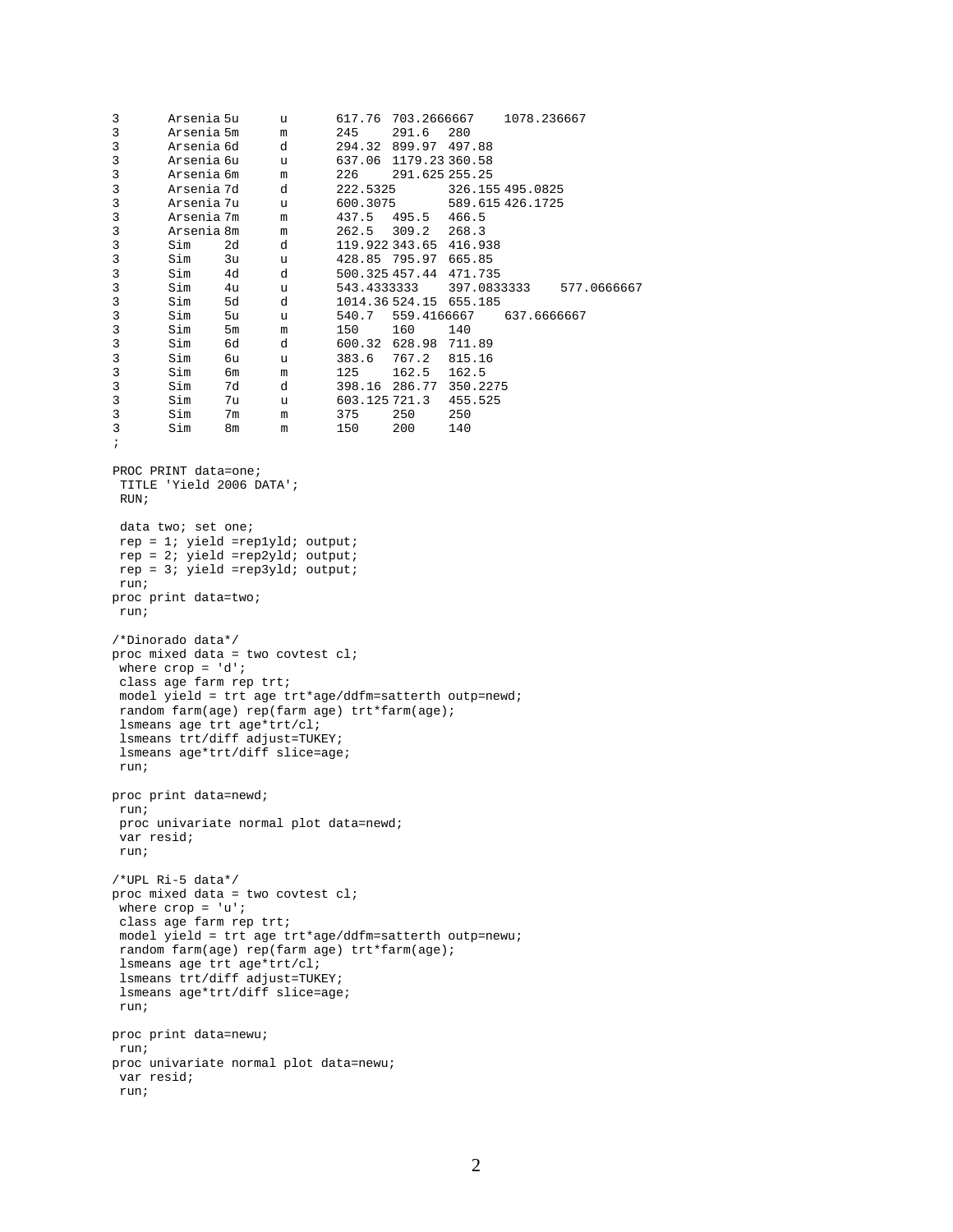```
3       Arsenia 5u      u       617.76  703.2666667     1078.236667
3       Arsenia 5m      m       245     291.6   280
3       Arsenia 6d      d       294.32  899.97  497.88
3       Arsenia 6u      u       637.06  1179.23 360.58
3       Arsenia 6m      m       226     291.625 255.25
3       Arsenia 7d      d       222.5325        326.155 495.0825
3       Arsenia 7u      u       600.3075        589.615 426.1725
3       Arsenia 7m      m       437.5   495.5   466.5
3       Arsenia 8m      m       262.5   309.2   268.3
3       Sim     2d      d       119.922 343.65  416.938
3       Sim     3u      u       428.85  795.97  665.85
3       Sim     4d      d       500.325 457.44  471.735
3       Sim     4u      u       543.4333333     397.0833333     577.0666667
3       Sim     5d      d       1014.36 524.15  655.185
3       Sim     5u      u       540.7   559.4166667     637.6666667
3       Sim     5m      m       150     160     140
3       Sim     6d      d       600.32  628.98  711.89
3       Sim     6u      u       383.6   767.2   815.16
3       Sim     6m      m       125     162.5   162.5
3       Sim     7d      d       398.16  286.77  350.2275
3       Sim     7u      u       603.125 721.3   455.525
3       Sim     7m      m       375     250     250
3       Sim     8m      m       150     200     140
;

PROC PRINT data=one;
 TITLE 'Yield 2006 DATA';
 RUN;

 data two; set one;
 rep = 1; yield =rep1yld; output;
 rep = 2; yield =rep2yld; output;
 rep = 3; yield =rep3yld; output;
 run;
proc print data=two;
 run;

/*Dinorado data*/
proc mixed data = two covtest cl;
 where crop = 'd';
 class age farm rep trt;
 model yield = trt age trt*age/ddfm=satterth outp=newd;
 random farm(age) rep(farm age) trt*farm(age);
 lsmeans age trt age*trt/cl;
 lsmeans trt/diff adjust=TUKEY;
 lsmeans age*trt/diff slice=age;
 run;

proc print data=newd;
 run;
 proc univariate normal plot data=newd;
 var resid;
 run;

/*UPL Ri-5 data*/
proc mixed data = two covtest cl;
 where crop = 'u';
 class age farm rep trt;
 model yield = trt age trt*age/ddfm=satterth outp=newu;
 random farm(age) rep(farm age) trt*farm(age);
 lsmeans age trt age*trt/cl;
 lsmeans trt/diff adjust=TUKEY;
 lsmeans age*trt/diff slice=age;
 run;

proc print data=newu;
 run;
proc univariate normal plot data=newu;
 var resid;
 run;
```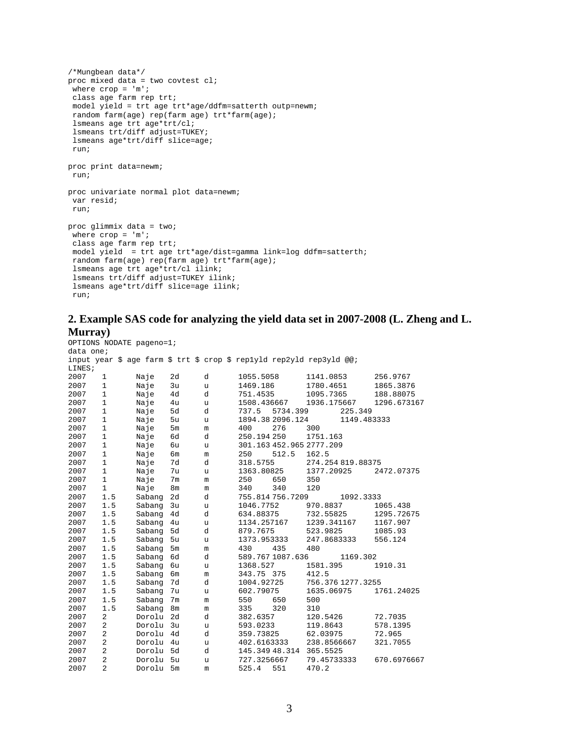```
/*Mungbean data*/
proc mixed data = two covtest cl;
 where crop = 'm';
 class age farm rep trt;
 model yield = trt age trt*age/ddfm=satterth outp=newm;
 random farm(age) rep(farm age) trt*farm(age);
 lsmeans age trt age*trt/cl;
 lsmeans trt/diff adjust=TUKEY;
 lsmeans age*trt/diff slice=age;
 run;

proc print data=newm;
 run;

proc univariate normal plot data=newm;
 var resid;
 run;

proc glimmix data = two;
 where crop = 'm';
 class age farm rep trt;
 model yield  = trt age trt*age/dist=gamma link=log ddfm=satterth;
 random farm(age) rep(farm age) trt*farm(age);
 lsmeans age trt age*trt/cl ilink;
 lsmeans trt/diff adjust=TUKEY ilink;
 lsmeans age*trt/diff slice=age ilink;
 run;
```

## 2. Example SAS code for analyzing the yield data set in 2007-2008 (L. Zheng and L. Murray)

```
OPTIONS NODATE pageno=1;
data one;
input year $ age farm $ trt $ crop $ rep1yld rep2yld rep3yld @@;
LINES;
2007    1       Naje    2d      d       1055.5058       1141.0853       256.9767
2007    1       Naje    3u      u       1469.186        1780.4651       1865.3876
2007    1       Naje    4d      d       751.4535        1095.7365       188.88075
2007    1       Naje    4u      u       1508.436667     1936.175667     1296.673167
2007    1       Naje    5d      d       737.5   5734.399        225.349
2007    1       Naje    5u      u       1894.38 2096.124        1149.483333
2007    1       Naje    5m      m       400     276     300
2007    1       Naje    6d      d       250.194 250     1751.163
2007    1       Naje    6u      u       301.163 452.965 2777.209
2007    1       Naje    6m      m       250     512.5   162.5
2007    1       Naje    7d      d       318.5755        274.254 819.88375
2007    1       Naje    7u      u       1363.80825      1377.20925      2472.07375
2007    1       Naje    7m      m       250     650     350
2007    1       Naje    8m      m       340     340     120
2007    1.5     Sabang  2d      d       755.814 756.7209        1092.3333
2007    1.5     Sabang  3u      u       1046.7752       970.8837        1065.438
2007    1.5     Sabang  4d      d       634.88375       732.55825       1295.72675
2007    1.5     Sabang  4u      u       1134.257167     1239.341167     1167.907
2007    1.5     Sabang  5d      d       879.7675        523.9825        1085.93
2007    1.5     Sabang  5u      u       1373.953333     247.8683333     556.124
2007    1.5     Sabang  5m      m       430     435     480
2007    1.5     Sabang  6d      d       589.767 1087.636        1169.302
2007    1.5     Sabang  6u      u       1368.527        1581.395        1910.31
2007    1.5     Sabang  6m      m       343.75  375     412.5
2007    1.5     Sabang  7d      d       1004.92725      756.376 1277.3255
2007    1.5     Sabang  7u      u       602.79075       1635.06975      1761.24025
2007    1.5     Sabang  7m      m       550     650     500
2007    1.5     Sabang  8m      m       335     320     310
2007    2       Dorolu  2d      d       382.6357        120.5426        72.7035
2007    2       Dorolu  3u      u       593.0233        119.8643        578.1395
2007    2       Dorolu  4d      d       359.73825       62.03975        72.965
2007    2       Dorolu  4u      u       402.6163333     238.8566667     321.7055
2007    2       Dorolu  5d      d       145.349 48.314  365.5525
2007    2       Dorolu  5u      u       727.3256667     79.45733333     670.6976667
2007    2       Dorolu  5m      m       525.4   551     470.2
```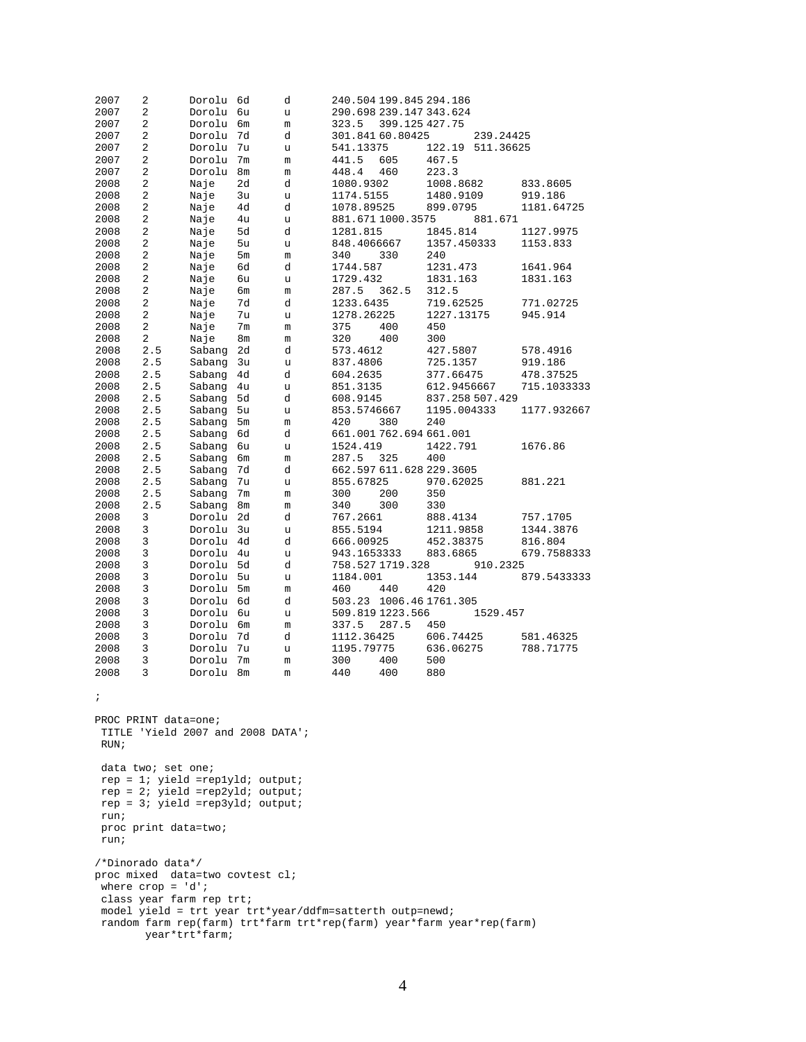```
2007    2       Dorolu  6d      d       240.504 199.845 294.186
2007    2       Dorolu  6u      u       290.698 239.147 343.624
2007    2       Dorolu  6m      m       323.5   399.125 427.75
2007    2       Dorolu  7d      d       301.841 60.80425        239.24425
2007    2       Dorolu  7u      u       541.13375       122.19  511.36625
2007    2       Dorolu  7m      m       441.5   605     467.5
2007    2       Dorolu  8m      m       448.4   460     223.3
2008    2       Naje    2d      d       1080.9302       1008.8682       833.8605
2008    2       Naje    3u      u       1174.5155       1480.9109       919.186
2008    2       Naje    4d      d       1078.89525      899.0795        1181.64725
2008    2       Naje    4u      u       881.671 1000.3575       881.671
2008    2       Naje    5d      d       1281.815        1845.814        1127.9975
2008    2       Naje    5u      u       848.4066667     1357.450333     1153.833
2008    2       Naje    5m      m       340     330     240
2008    2       Naje    6d      d       1744.587        1231.473        1641.964
2008    2       Naje    6u      u       1729.432        1831.163        1831.163
2008    2       Naje    6m      m       287.5   362.5   312.5
2008    2       Naje    7d      d       1233.6435       719.62525       771.02725
2008    2       Naje    7u      u       1278.26225      1227.13175      945.914
2008    2       Naje    7m      m       375     400     450
2008    2       Naje    8m      m       320     400     300
2008    2.5     Sabang  2d      d       573.4612        427.5807        578.4916
2008    2.5     Sabang  3u      u       837.4806        725.1357        919.186
2008    2.5     Sabang  4d      d       604.2635        377.66475       478.37525
2008    2.5     Sabang  4u      u       851.3135        612.9456667     715.1033333
2008    2.5     Sabang  5d      d       608.9145        837.258 507.429
2008    2.5     Sabang  5u      u       853.5746667     1195.004333     1177.932667
2008    2.5     Sabang  5m      m       420     380     240
2008    2.5     Sabang  6d      d       661.001 762.694 661.001
2008    2.5     Sabang  6u      u       1524.419        1422.791        1676.86
2008    2.5     Sabang  6m      m       287.5   325     400
2008    2.5     Sabang  7d      d       662.597 611.628 229.3605
2008    2.5     Sabang  7u      u       855.67825       970.62025       881.221
2008    2.5     Sabang  7m      m       300     200     350
2008    2.5     Sabang  8m      m       340     300     330
2008    3       Dorolu  2d      d       767.2661        888.4134        757.1705
2008    3       Dorolu  3u      u       855.5194        1211.9858       1344.3876
2008    3       Dorolu  4d      d       666.00925       452.38375       816.804
2008    3       Dorolu  4u      u       943.1653333     883.6865        679.7588333
2008    3       Dorolu  5d      d       758.527 1719.328        910.2325
2008    3       Dorolu  5u      u       1184.001        1353.144        879.5433333
2008    3       Dorolu  5m      m       460     440     420
2008    3       Dorolu  6d      d       503.23  1006.46 1761.305
2008    3       Dorolu  6u      u       509.819 1223.566        1529.457
2008    3       Dorolu  6m      m       337.5   287.5   450
2008    3       Dorolu  7d      d       1112.36425      606.74425       581.46325
2008    3       Dorolu  7u      u       1195.79775      636.06275       788.71775
2008    3       Dorolu  7m      m       300     400     500
2008    3       Dorolu  8m      m       440     400     880

;

PROC PRINT data=one;
 TITLE 'Yield 2007 and 2008 DATA';
 RUN;

 data two; set one;
 rep = 1; yield =rep1yld; output;
 rep = 2; yield =rep2yld; output;
 rep = 3; yield =rep3yld; output;
 run;
 proc print data=two;
 run;

/*Dinorado data*/
proc mixed  data=two covtest cl;
 where crop = 'd';
 class year farm rep trt;
 model yield = trt year trt*year/ddfm=satterth outp=newd;
 random farm rep(farm) trt*farm trt*rep(farm) year*farm year*rep(farm)
        year*trt*farm;
```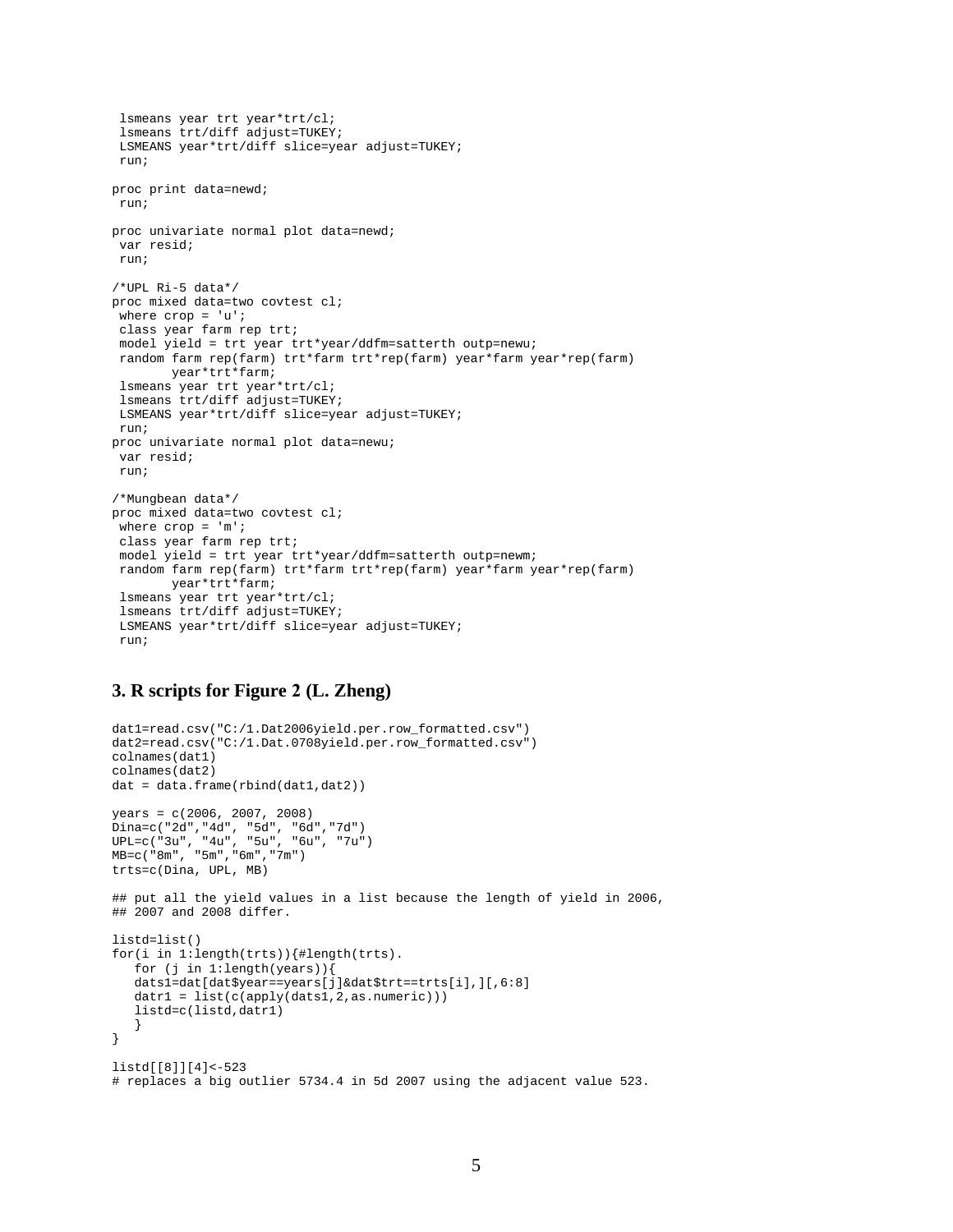```
 lsmeans year trt year*trt/cl;
 lsmeans trt/diff adjust=TUKEY;
 LSMEANS year*trt/diff slice=year adjust=TUKEY;
 run;

proc print data=newd;
 run;

proc univariate normal plot data=newd;
 var resid;
 run;

/*UPL Ri-5 data*/
proc mixed data=two covtest cl;
 where crop = 'u';
 class year farm rep trt;
 model yield = trt year trt*year/ddfm=satterth outp=newu;
 random farm rep(farm) trt*farm trt*rep(farm) year*farm year*rep(farm)
        year*trt*farm;
 lsmeans year trt year*trt/cl;
 lsmeans trt/diff adjust=TUKEY;
 LSMEANS year*trt/diff slice=year adjust=TUKEY;
 run;
proc univariate normal plot data=newu;
 var resid;
 run;

/*Mungbean data*/
proc mixed data=two covtest cl;
 where crop = 'm';
 class year farm rep trt;
 model yield = trt year trt*year/ddfm=satterth outp=newm;
 random farm rep(farm) trt*farm trt*rep(farm) year*farm year*rep(farm)
        year*trt*farm;
 lsmeans year trt year*trt/cl;
 lsmeans trt/diff adjust=TUKEY;
 LSMEANS year*trt/diff slice=year adjust=TUKEY;
 run;
```

### 3. R scripts for Figure 2 (L. Zheng)

```
dat1=read.csv("C:/1.Dat2006yield.per.row_formatted.csv")
dat2=read.csv("C:/1.Dat.0708yield.per.row_formatted.csv")
colnames(dat1)
colnames(dat2)
dat = data.frame(rbind(dat1,dat2))

years = c(2006, 2007, 2008)
Dina=c("2d","4d", "5d", "6d","7d")
UPL=c("3u", "4u", "5u", "6u", "7u")
MB=c("8m", "5m","6m","7m")
trts=c(Dina, UPL, MB)

## put all the yield values in a list because the length of yield in 2006,
## 2007 and 2008 differ.

listd=list()
for(i in 1:length(trts)){#length(trts).
   for (j in 1:length(years)){
   dats1=dat[dat$year==years[j]&dat$trt==trts[i],][,6:8]
   datr1 = list(c(apply(dats1,2,as.numeric)))
   listd=c(listd,datr1)
   }
}

listd[[8]][4]<-523
# replaces a big outlier 5734.4 in 5d 2007 using the adjacent value 523.
```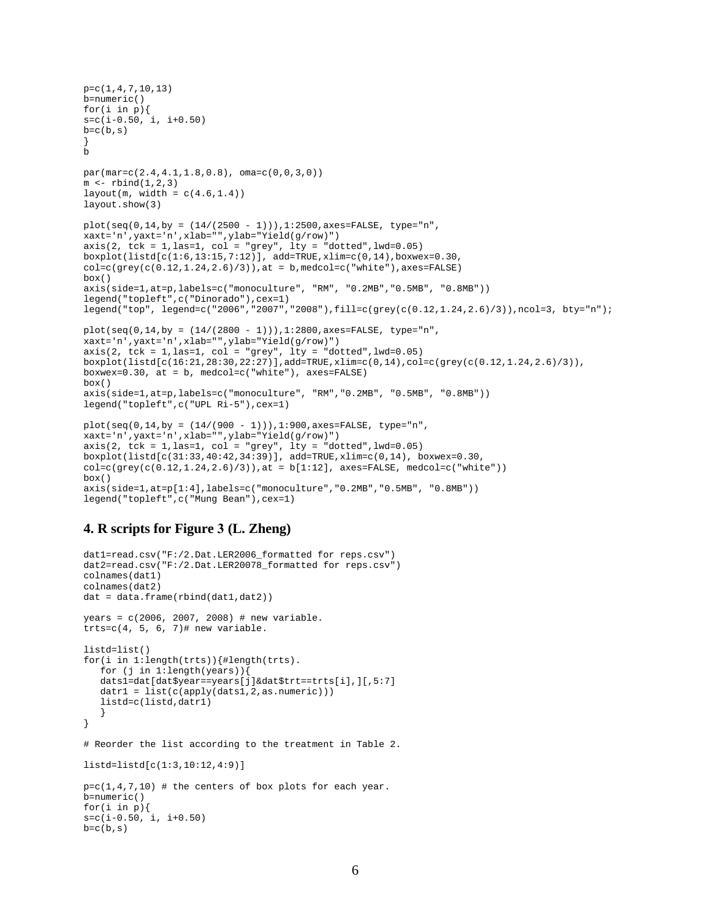```
p=c(1,4,7,10,13)
b=numeric()
for(i in p){
s=c(i-0.50, i, i+0.50)
b=c(b,s)
}
b

par(mar=c(2.4,4.1,1.8,0.8), oma=c(0,0,3,0))
m <- rbind(1,2,3)
layout(m, width = c(4.6,1.4))
layout.show(3)

plot(seq(0,14,by = (14/(2500 - 1))),1:2500,axes=FALSE, type="n",
xaxt='n',yaxt='n',xlab="",ylab="Yield(g/row)")
axis(2, tck = 1,las=1, col = "grey", lty = "dotted",lwd=0.05)
boxplot(listd[c(1:6,13:15,7:12)], add=TRUE,xlim=c(0,14),boxwex=0.30,
col=c(grey(c(0.12,1.24,2.6)/3)),at = b,medcol=c("white"),axes=FALSE)
box()
axis(side=1,at=p,labels=c("monoculture", "RM", "0.2MB","0.5MB", "0.8MB"))
legend("topleft",c("Dinorado"),cex=1)
legend("top", legend=c("2006","2007","2008"),fill=c(grey(c(0.12,1.24,2.6)/3)),ncol=3, bty="n");

plot(seq(0,14,by = (14/(2800 - 1))),1:2800,axes=FALSE, type="n",
xaxt='n',yaxt='n',xlab="",ylab="Yield(g/row)")
axis(2, tck = 1,las=1, col = "grey", lty = "dotted",lwd=0.05)
boxplot(listd[c(16:21,28:30,22:27)],add=TRUE,xlim=c(0,14),col=c(grey(c(0.12,1.24,2.6)/3)),
boxwex=0.30, at = b, medcol=c("white"), axes=FALSE)
box()
axis(side=1,at=p,labels=c("monoculture", "RM","0.2MB", "0.5MB", "0.8MB"))
legend("topleft",c("UPL Ri-5"),cex=1)

plot(seq(0,14,by = (14/(900 - 1))),1:900,axes=FALSE, type="n",
xaxt='n',yaxt='n',xlab="",ylab="Yield(g/row)")
axis(2, tck = 1,las=1, col = "grey", lty = "dotted",lwd=0.05)
boxplot(listd[c(31:33,40:42,34:39)], add=TRUE,xlim=c(0,14), boxwex=0.30,
col=c(grey(c(0.12,1.24,2.6)/3)),at = b[1:12], axes=FALSE, medcol=c("white"))
box()
axis(side=1,at=p[1:4],labels=c("monoculture","0.2MB","0.5MB", "0.8MB"))
legend("topleft",c("Mung Bean"),cex=1)
```

## 4. R scripts for Figure 3 (L. Zheng)

```
dat1=read.csv("F:/2.Dat.LER2006_formatted for reps.csv")
dat2=read.csv("F:/2.Dat.LER20078_formatted for reps.csv")
colnames(dat1)
colnames(dat2)
dat = data.frame(rbind(dat1,dat2))

years = c(2006, 2007, 2008) # new variable.
trts=c(4, 5, 6, 7)# new variable.

listd=list()
for(i in 1:length(trts)){#length(trts).
   for (j in 1:length(years)){
   dats1=dat[dat$year==years[j]&dat$trt==trts[i],][,5:7]
   datr1 = list(c(apply(dats1,2,as.numeric)))
   listd=c(listd,datr1)
   }
}

# Reorder the list according to the treatment in Table 2.

listd=listd[c(1:3,10:12,4:9)]

p=c(1,4,7,10) # the centers of box plots for each year.
b=numeric()
for(i in p){
s=c(i-0.50, i, i+0.50)
b=c(b,s)
```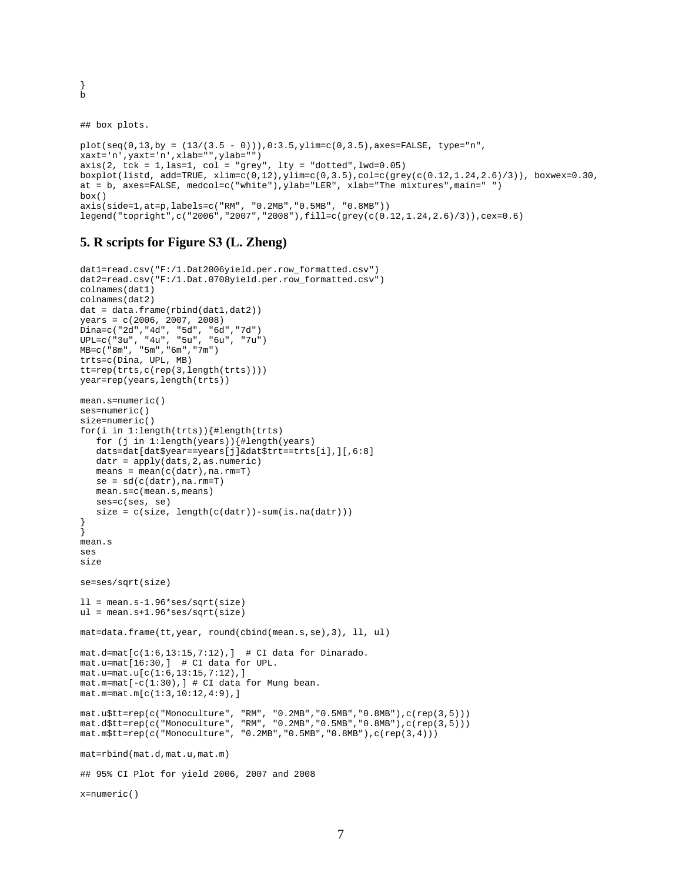```
}
b


## box plots.

plot(seq(0,13,by = (13/(3.5 - 0))),0:3.5,ylim=c(0,3.5),axes=FALSE, type="n",
xaxt='n',yaxt='n',xlab="",ylab="")
axis(2, tck = 1,las=1, col = "grey", lty = "dotted",lwd=0.05)
boxplot(listd, add=TRUE, xlim=c(0,12),ylim=c(0,3.5),col=c(grey(c(0.12,1.24,2.6)/3)), boxwex=0.30,
at = b, axes=FALSE, medcol=c("white"),ylab="LER", xlab="The mixtures",main=" ")
box()
axis(side=1,at=p,labels=c("RM", "0.2MB","0.5MB", "0.8MB"))
legend("topright",c("2006","2007","2008"),fill=c(grey(c(0.12,1.24,2.6)/3)),cex=0.6)
```

## 5. R scripts for Figure S3 (L. Zheng)

```
dat1=read.csv("F:/1.Dat2006yield.per.row_formatted.csv")
dat2=read.csv("F:/1.Dat.0708yield.per.row_formatted.csv")
colnames(dat1)
colnames(dat2)
dat = data.frame(rbind(dat1,dat2))
years = c(2006, 2007, 2008)
Dina=c("2d","4d", "5d", "6d","7d")
UPL=c("3u", "4u", "5u", "6u", "7u")
MB=c("8m", "5m","6m","7m")
trts=c(Dina, UPL, MB)
tt=rep(trts,c(rep(3,length(trts))))
year=rep(years,length(trts))

mean.s=numeric()
ses=numeric()
size=numeric()
for(i in 1:length(trts)){#length(trts)
   for (j in 1:length(years)){#length(years)
   dats=dat[dat$year==years[j]&dat$trt==trts[i],][,6:8]
   datr = apply(dats,2,as.numeric)
   means = mean(c(datr),na.rm=T)
   se = sd(c(datr),na.rm=T)
   mean.s=c(mean.s,means)
   ses=c(ses, se)
   size = c(size, length(c(datr))-sum(is.na(datr)))
}
}
mean.s
ses
size

se=ses/sqrt(size)

ll = mean.s-1.96*ses/sqrt(size)
ul = mean.s+1.96*ses/sqrt(size)

mat=data.frame(tt,year, round(cbind(mean.s,se),3), ll, ul)

mat.d=mat[c(1:6,13:15,7:12),]  # CI data for Dinarado.
mat.u=mat[16:30,]  # CI data for UPL.
mat.u=mat.u[c(1:6,13:15,7:12),]
mat.m=mat[-c(1:30),] # CI data for Mung bean.
mat.m=mat.m[c(1:3,10:12,4:9),]

mat.u$tt=rep(c("Monoculture", "RM", "0.2MB","0.5MB","0.8MB"),c(rep(3,5)))
mat.d$tt=rep(c("Monoculture", "RM", "0.2MB","0.5MB","0.8MB"),c(rep(3,5)))
mat.m$tt=rep(c("Monoculture", "0.2MB","0.5MB","0.8MB"),c(rep(3,4)))

mat=rbind(mat.d,mat.u,mat.m)

## 95% CI Plot for yield 2006, 2007 and 2008

x=numeric()
```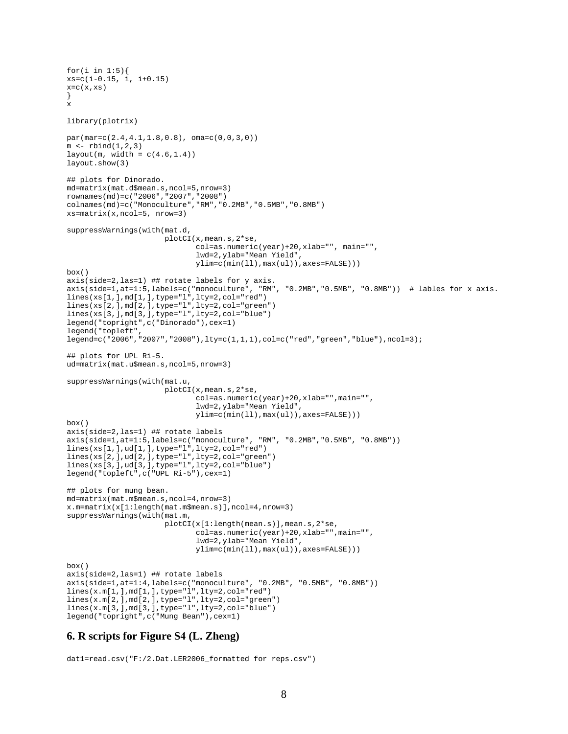```
for(i in 1:5){
xs=c(i-0.15, i, i+0.15)
x=c(x,xs)
}
x

library(plotrix)

par(mar=c(2.4,4.1,1.8,0.8), oma=c(0,0,3,0))
m <- rbind(1,2,3)
layout(m, width = c(4.6,1.4))
layout.show(3)

## plots for Dinorado.
md=matrix(mat.d$mean.s,ncol=5,nrow=3)
rownames(md)=c("2006","2007","2008")
colnames(md)=c("Monoculture","RM","0.2MB","0.5MB","0.8MB")
xs=matrix(x,ncol=5, nrow=3)

suppressWarnings(with(mat.d,
                      plotCI(x,mean.s,2*se,
                             col=as.numeric(year)+20,xlab="", main="",
                             lwd=2,ylab="Mean Yield",
                             ylim=c(min(ll),max(ul)),axes=FALSE)))
box()
axis(side=2,las=1) ## rotate labels for y axis.
axis(side=1,at=1:5,labels=c("monoculture", "RM", "0.2MB","0.5MB", "0.8MB"))  # lables for x axis.
lines(xs[1,],md[1,],type="l",lty=2,col="red")
lines(xs[2,],md[2,],type="l",lty=2,col="green")
lines(xs[3,],md[3,],type="l",lty=2,col="blue")
legend("topright",c("Dinorado"),cex=1)
legend("topleft",
legend=c("2006","2007","2008"),lty=c(1,1,1),col=c("red","green","blue"),ncol=3);

## plots for UPL Ri-5.
ud=matrix(mat.u$mean.s,ncol=5,nrow=3)

suppressWarnings(with(mat.u,
                      plotCI(x,mean.s,2*se,
                             col=as.numeric(year)+20,xlab="",main="",
                             lwd=2,ylab="Mean Yield",
                             ylim=c(min(ll),max(ul)),axes=FALSE)))
box()
axis(side=2,las=1) ## rotate labels
axis(side=1,at=1:5,labels=c("monoculture", "RM", "0.2MB","0.5MB", "0.8MB"))
lines(xs[1,],ud[1,],type="l",lty=2,col="red")
lines(xs[2,],ud[2,],type="l",lty=2,col="green")
lines(xs[3,],ud[3,],type="l",lty=2,col="blue")
legend("topleft",c("UPL Ri-5"),cex=1)

## plots for mung bean.
md=matrix(mat.m$mean.s,ncol=4,nrow=3)
x.m=matrix(x[1:length(mat.m$mean.s)],ncol=4,nrow=3)
suppressWarnings(with(mat.m,
                      plotCI(x[1:length(mean.s)],mean.s,2*se,
                             col=as.numeric(year)+20,xlab="",main="",
                             lwd=2,ylab="Mean Yield",
                             ylim=c(min(ll),max(ul)),axes=FALSE)))

box()
axis(side=2,las=1) ## rotate labels
axis(side=1,at=1:4,labels=c("monoculture", "0.2MB", "0.5MB", "0.8MB"))
lines(x.m[1,],md[1,],type="l",lty=2,col="red")
lines(x.m[2,],md[2,],type="l",lty=2,col="green")
lines(x.m[3,],md[3,],type="l",lty=2,col="blue")
legend("topright",c("Mung Bean"),cex=1)
```

## 6. R scripts for Figure S4 (L. Zheng)

```
dat1=read.csv("F:/2.Dat.LER2006_formatted for reps.csv")
```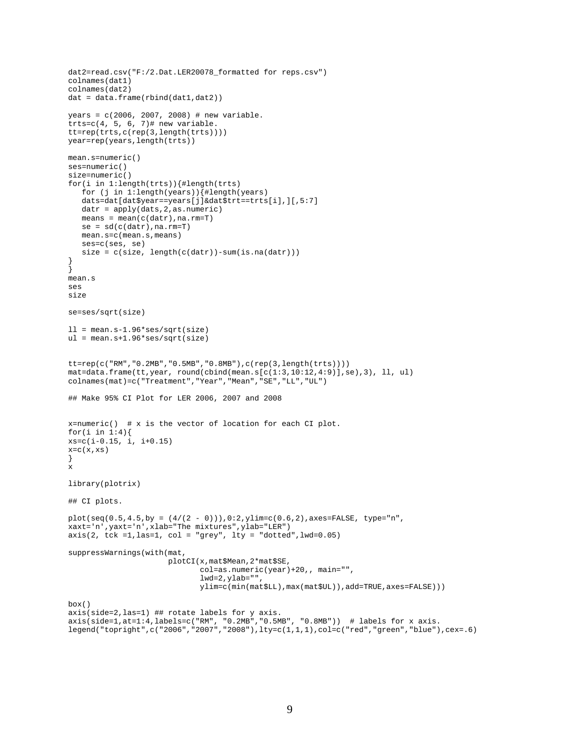```
dat2=read.csv("F:/2.Dat.LER20078_formatted for reps.csv")
colnames(dat1)
colnames(dat2)
dat = data.frame(rbind(dat1,dat2))

years = c(2006, 2007, 2008) # new variable.
trts=c(4, 5, 6, 7)# new variable.
tt=rep(trts,c(rep(3,length(trts))))
year=rep(years,length(trts))

mean.s=numeric()
ses=numeric()
size=numeric()
for(i in 1:length(trts)){#length(trts)
   for (j in 1:length(years)){#length(years)
   dats=dat[dat$year==years[j]&dat$trt==trts[i],][,5:7]
   datr = apply(dats,2,as.numeric)
   means = mean(c(datr),na.rm=T)
   se = sd(c(datr),na.rm=T)
   mean.s=c(mean.s,means)
   ses=c(ses, se)
   size = c(size, length(c(datr))-sum(is.na(datr)))
}
}
mean.s
ses
size

se=ses/sqrt(size)

ll = mean.s-1.96*ses/sqrt(size)
ul = mean.s+1.96*ses/sqrt(size)


tt=rep(c("RM","0.2MB","0.5MB","0.8MB"),c(rep(3,length(trts))))
mat=data.frame(tt,year, round(cbind(mean.s[c(1:3,10:12,4:9)],se),3), ll, ul)
colnames(mat)=c("Treatment","Year","Mean","SE","LL","UL")

## Make 95% CI Plot for LER 2006, 2007 and 2008


x=numeric()  # x is the vector of location for each CI plot.
for(i in 1:4){
xs=c(i-0.15, i, i+0.15)
x=c(x,xs)
}
x

library(plotrix)

## CI plots.

plot(seq(0.5,4.5,by = (4/(2 - 0))),0:2,ylim=c(0.6,2),axes=FALSE, type="n",
xaxt='n',yaxt='n',xlab="The mixtures",ylab="LER")
axis(2, tck =1,las=1, col = "grey", lty = "dotted",lwd=0.05)

suppressWarnings(with(mat,
                      plotCI(x,mat$Mean,2*mat$SE,
                             col=as.numeric(year)+20,, main="",
                             lwd=2,ylab="",
                             ylim=c(min(mat$LL),max(mat$UL)),add=TRUE,axes=FALSE)))

box()
axis(side=2,las=1) ## rotate labels for y axis.
axis(side=1,at=1:4,labels=c("RM", "0.2MB","0.5MB", "0.8MB"))  # labels for x axis.
legend("topright",c("2006","2007","2008"),lty=c(1,1,1),col=c("red","green","blue"),cex=.6)
```